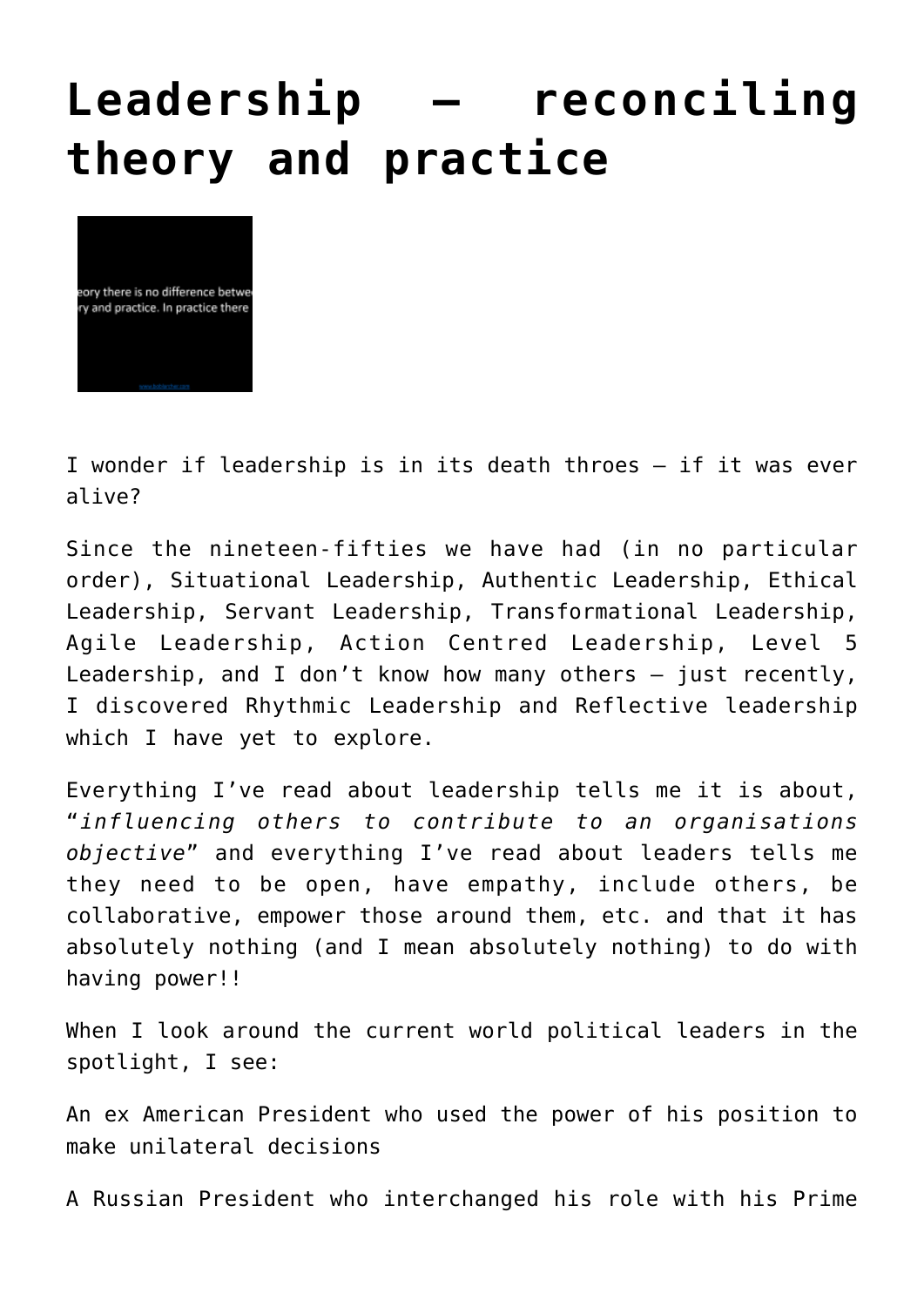# Leadership – reconciling theory and practice

I wonder if leadership is in its death throes – if it was ever alive?

Since the nineteen-fifties we have had (in no particular order), Situational Leadership, Authentic Leadership, Ethical Leadership, Servant Leadership, Transformational Leadership, Agile Leadership, Action Centred Leadership, Level 5 Leadership, and I don't know how many others – just recently, I discovered Rhythmic Leadership and Reflective leadership which I have yet to explore.

Everything I've read about leadership tells me it is about, "*influencing others to contribute to an organisations objective*" and everything I've read about leaders tells me they need to be open, have empathy, include others, be collaborative, empower those around them, etc. and that it has absolutely nothing (and I mean absolutely nothing) to do with having power!!

When I look around the current world political leaders in the spotlight, I see:

An ex American President who used the power of his position to make unilateral decisions

A Russian President who interchanged his role with his Prime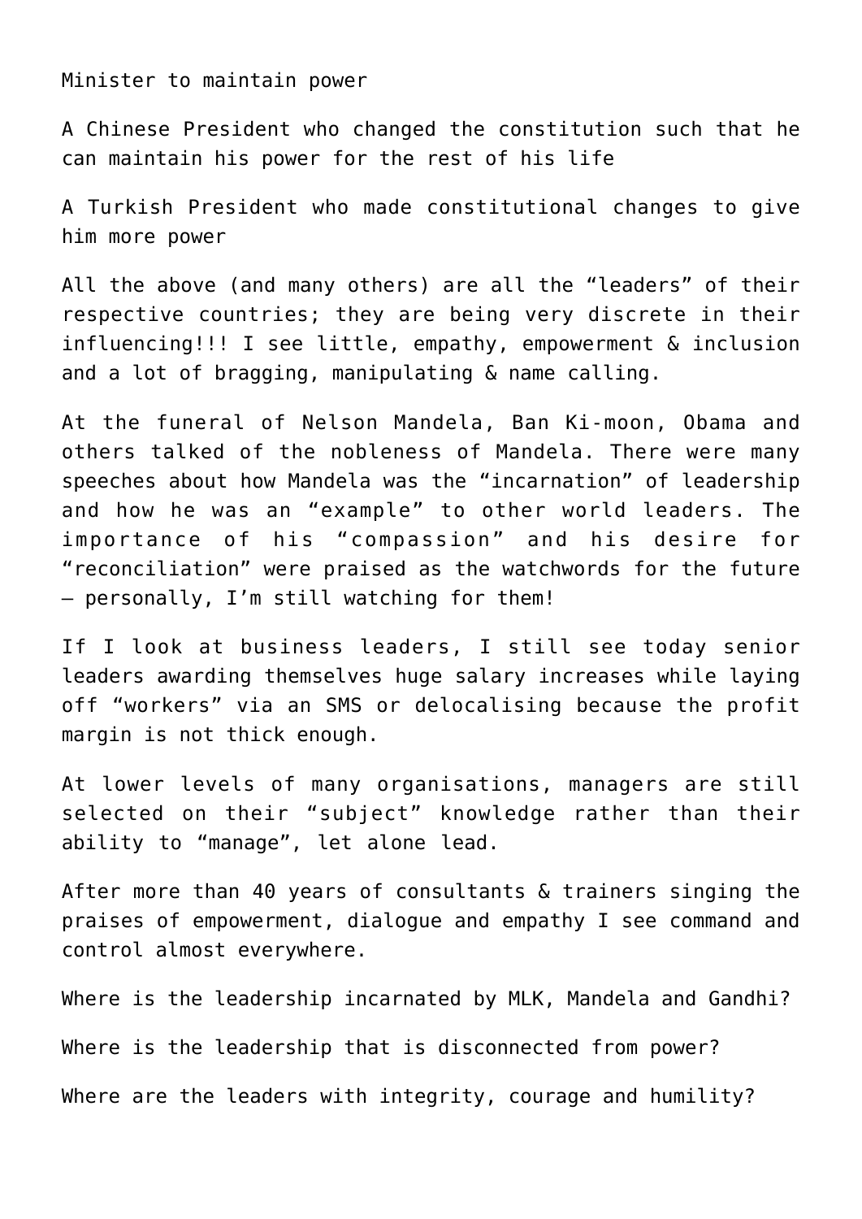Minister to maintain power

A Chinese President who changed the constitution such that he can maintain his power for the rest of his life

A Turkish President who made constitutional changes to give him more power

All the above (and many others) are all the “leaders” of their respective countries; they are being very discrete in their influencing!!! I see little, empathy, empowerment & inclusion and a lot of bragging, manipulating & name calling.

At the funeral of Nelson Mandela, Ban Ki-moon, Obama and others talked of the nobleness of Mandela. There were many speeches about how Mandela was the “incarnation” of leadership and how he was an “example” to other world leaders. The importance of his “compassion” and his desire for “reconciliation” were praised as the watchwords for the future – personally, I’m still watching for them!

If I look at business leaders, I still see today senior leaders awarding themselves huge salary increases while laying off “workers” via an SMS or delocalising because the profit margin is not thick enough.

At lower levels of many organisations, managers are still selected on their “subject” knowledge rather than their ability to “manage”, let alone lead.

After more than 40 years of consultants & trainers singing the praises of empowerment, dialogue and empathy I see command and control almost everywhere.

Where is the leadership incarnated by MLK, Mandela and Gandhi?

Where is the leadership that is disconnected from power?

Where are the leaders with integrity, courage and humility?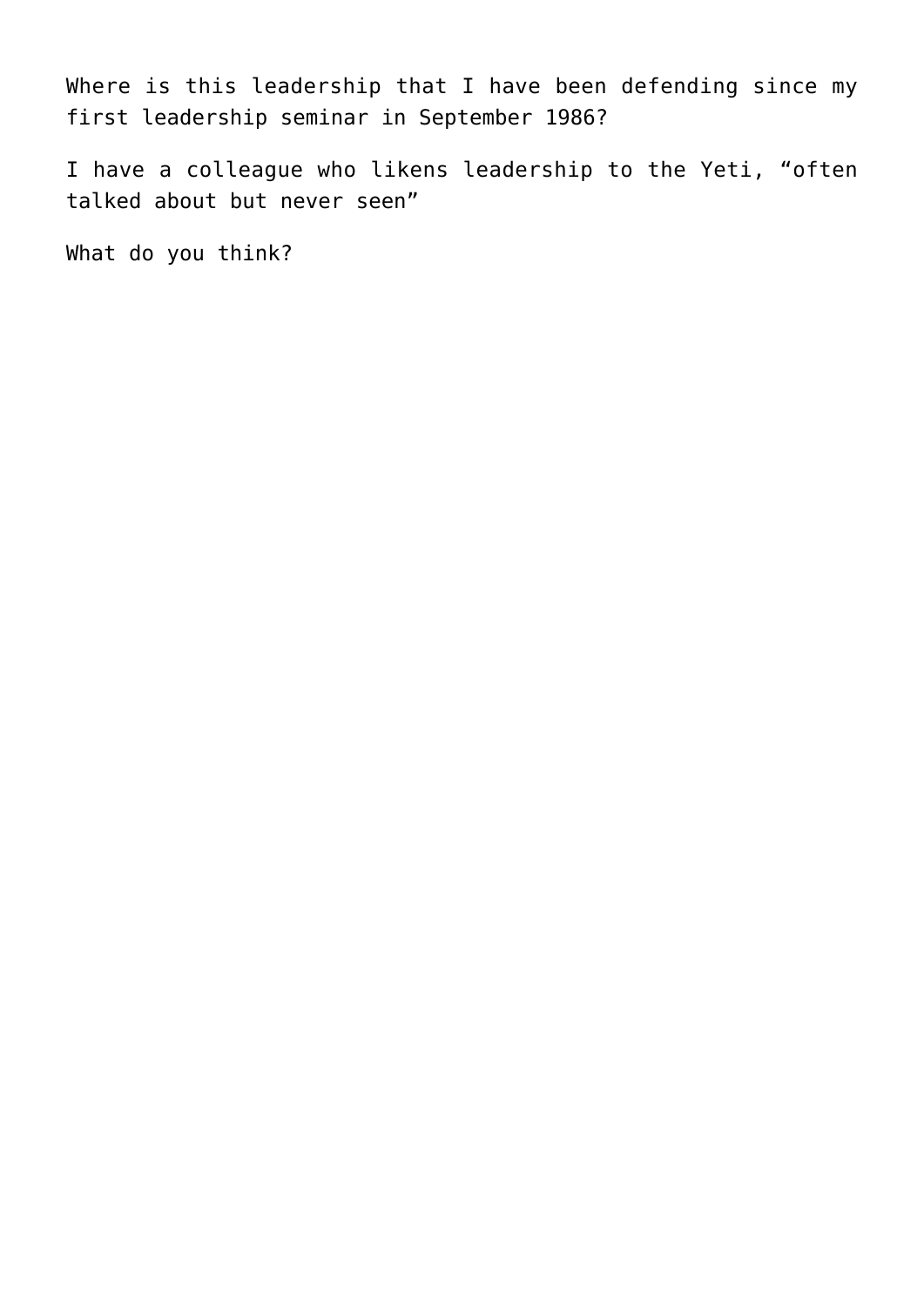Where is this leadership that I have been defending since my first leadership seminar in September 1986?

I have a colleague who likens leadership to the Yeti, “often talked about but never seen”

What do you think?